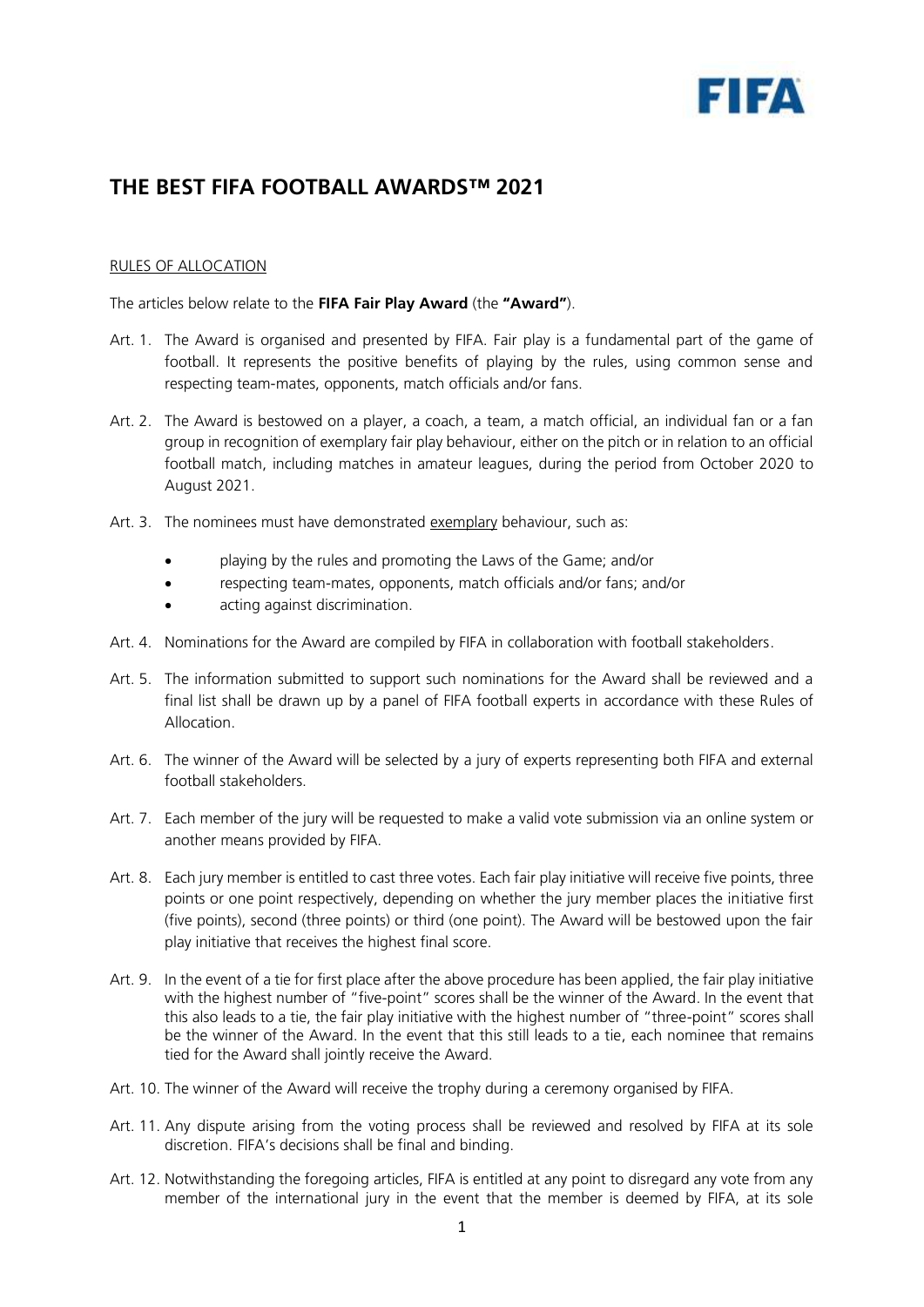FIFA

# THE BEST FIFA FOOTBALL AWARDS™ 2021

RULES OF ALLOCATION

The articles below relate to the **FIFA Fair Play Award** (the **"Award"**).

Art. 1. The Award is organised and presented by FIFA. Fair play is a fundamental part of the game of football. It represents the positive benefits of playing by the rules, using common sense and respecting team-mates, opponents, match officials and/or fans.

Art. 2. The Award is bestowed on a player, a coach, a team, a match official, an individual fan or a fan group in recognition of exemplary fair play behaviour, either on the pitch or in relation to an official football match, including matches in amateur leagues, during the period from October 2020 to August 2021.

Art. 3. The nominees must have demonstrated exemplary behaviour, such as:

- playing by the rules and promoting the Laws of the Game; and/or
- respecting team-mates, opponents, match officials and/or fans; and/or
- acting against discrimination.

Art. 4. Nominations for the Award are compiled by FIFA in collaboration with football stakeholders.

Art. 5. The information submitted to support such nominations for the Award shall be reviewed and a final list shall be drawn up by a panel of FIFA football experts in accordance with these Rules of Allocation.

Art. 6. The winner of the Award will be selected by a jury of experts representing both FIFA and external football stakeholders.

Art. 7. Each member of the jury will be requested to make a valid vote submission via an online system or another means provided by FIFA.

Art. 8. Each jury member is entitled to cast three votes. Each fair play initiative will receive five points, three points or one point respectively, depending on whether the jury member places the initiative first (five points), second (three points) or third (one point). The Award will be bestowed upon the fair play initiative that receives the highest final score.

Art. 9. In the event of a tie for first place after the above procedure has been applied, the fair play initiative with the highest number of "five-point" scores shall be the winner of the Award. In the event that this also leads to a tie, the fair play initiative with the highest number of "three-point" scores shall be the winner of the Award. In the event that this still leads to a tie, each nominee that remains tied for the Award shall jointly receive the Award.

Art. 10. The winner of the Award will receive the trophy during a ceremony organised by FIFA.

Art. 11. Any dispute arising from the voting process shall be reviewed and resolved by FIFA at its sole discretion. FIFA's decisions shall be final and binding.

Art. 12. Notwithstanding the foregoing articles, FIFA is entitled at any point to disregard any vote from any member of the international jury in the event that the member is deemed by FIFA, at its sole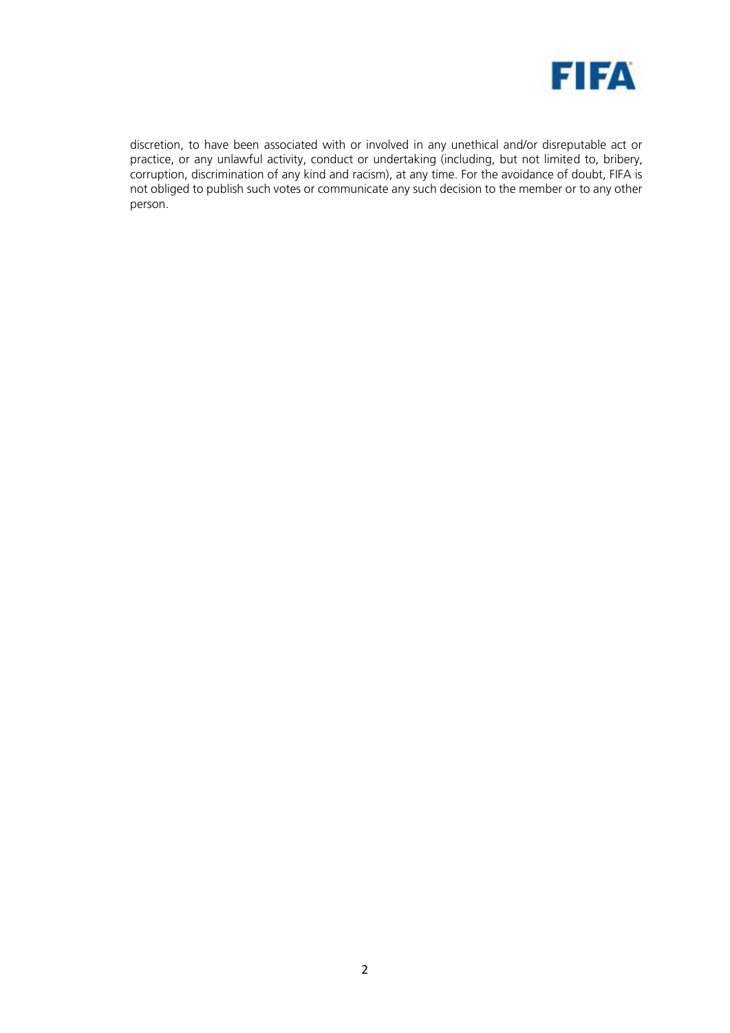discretion, to have been associated with or involved in any unethical and/or disreputable act or practice, or any unlawful activity, conduct or undertaking (including, but not limited to, bribery, corruption, discrimination of any kind and racism), at any time. For the avoidance of doubt, FIFA is not obliged to publish such votes or communicate any such decision to the member or to any other person.